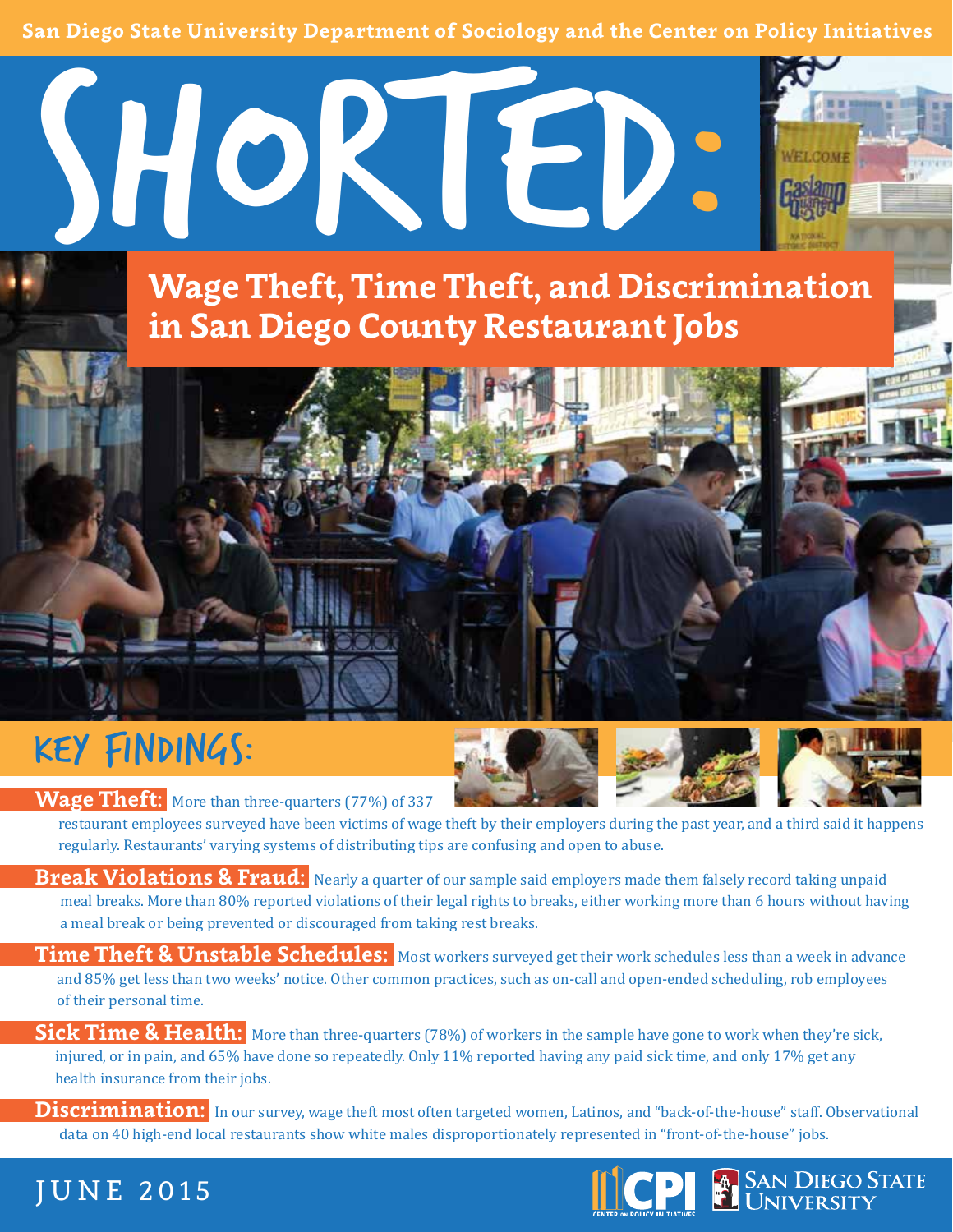San Diego State University Department of Sociology and the Center on Policy Initiatives

# SHORTED:

## Wage Theft, Time Theft, and Discrimination in San Diego County Restaurant Jobs

## KEY FINDINGS:

**Wage Theft:** More than three-quarters (77%) of 337 restaurant employees surveyed have been victims of wage theft by their employers during the past year, and a third said it happens regularly. Restaurants' varying systems of distributing tips are confusing and open to abuse.

**Break Violations & Fraud:** Nearly a quarter of our sample said employers made them falsely record taking unpaid meal breaks. More than 80% reported violations of their legal rights to breaks, either working more than 6 hours without having a meal break or being prevented or discouraged from taking rest breaks.

**Time Theft & Unstable Schedules:** Most workers surveyed get their work schedules less than a week in advance and 85% get less than two weeks' notice. Other common practices, such as on-call and open-ended scheduling, rob employees of their personal time.

**Sick Time & Health:** More than three-quarters (78%) of workers in the sample have gone to work when they're sick, injured, or in pain, and 65% have done so repeatedly. Only 11% reported having any paid sick time, and only 17% get any health insurance from their jobs.

**Discrimination:** In our survey, wage theft most often targeted women, Latinos, and "back-of-the-house" staff. Observational data on 40 high-end local restaurants show white males disproportionately represented in "front-of-the-house" jobs.

JUNE 2015

CPI Center on Policy Initiatives | San Diego State University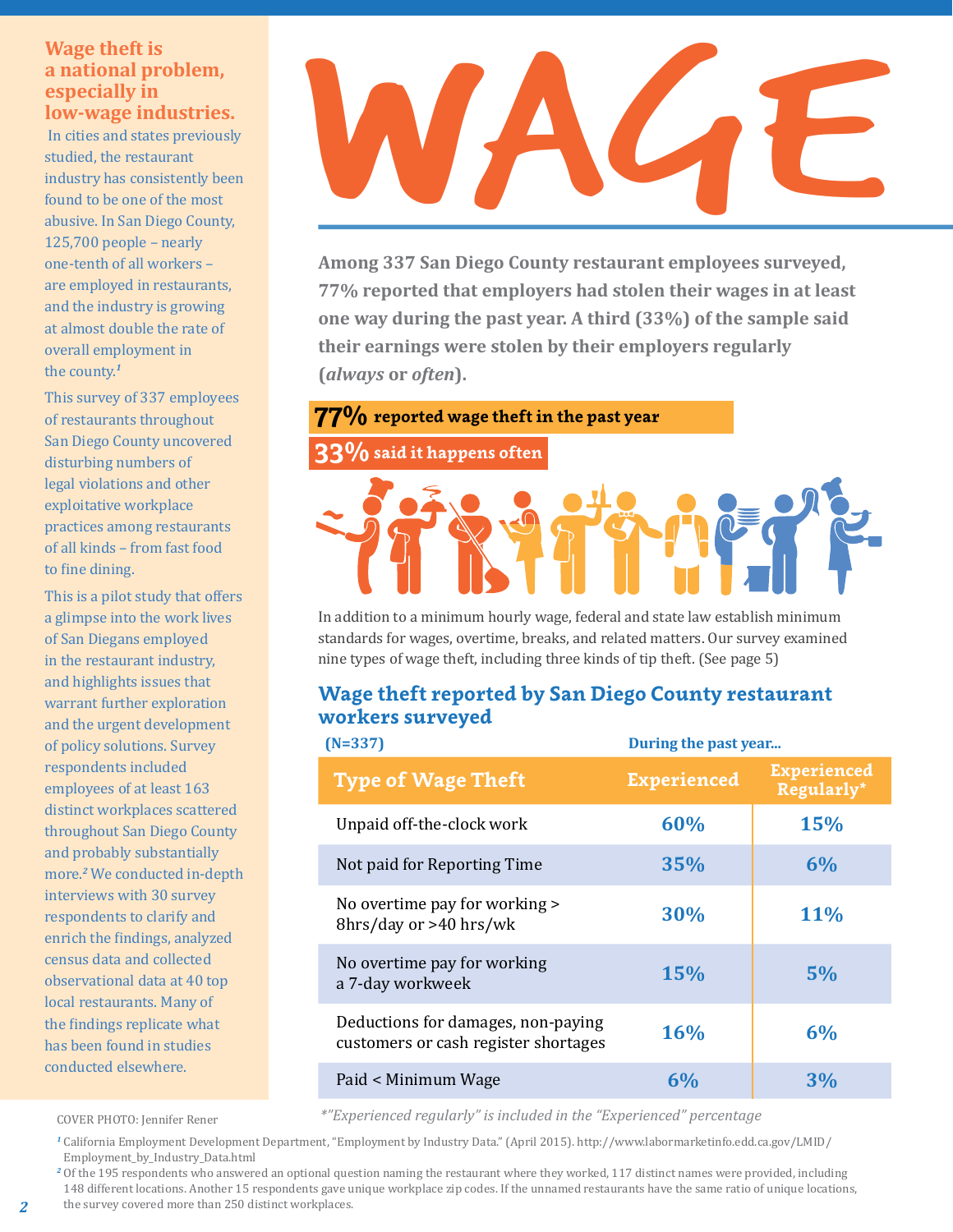# WAGE

Among 337 San Diego County restaurant employees surveyed, 77% reported that employers had stolen their wages in at least one way during the past year. A third (33%) of the sample said their earnings were stolen by their employers regularly (*always* or *often*).

**77%** reported wage theft in the past year

**33%** said it happens often

In addition to a minimum hourly wage, federal and state law establish minimum standards for wages, overtime, breaks, and related matters. Our survey examined nine types of wage theft, including three kinds of tip theft. (See page 5)

## Wage theft reported by San Diego County restaurant workers surveyed

(N=337)

| Type of Wage Theft | During the past year... Experienced | Experienced Regularly* |
|---|---|---|
| Unpaid off-the-clock work | 60% | 15% |
| Not paid for Reporting Time | 35% | 6% |
| No overtime pay for working > 8hrs/day or >40 hrs/wk | 30% | 11% |
| No overtime pay for working a 7-day workweek | 15% | 5% |
| Deductions for damages, non-paying customers or cash register shortages | 16% | 6% |
| Paid < Minimum Wage | 6% | 3% |

*"Experienced regularly" is included in the "Experienced" percentage

**Wage theft is a national problem, especially in low-wage industries.** In cities and states previously studied, the restaurant industry has consistently been found to be one of the most abusive. In San Diego County, 125,700 people – nearly one-tenth of all workers – are employed in restaurants, and the industry is growing at almost double the rate of overall employment in the county.[1]

This survey of 337 employees of restaurants throughout San Diego County uncovered disturbing numbers of legal violations and other exploitative workplace practices among restaurants of all kinds – from fast food to fine dining.

This is a pilot study that offers a glimpse into the work lives of San Diegans employed in the restaurant industry, and highlights issues that warrant further exploration and the urgent development of policy solutions. Survey respondents included employees of at least 163 distinct workplaces scattered throughout San Diego County and probably substantially more.[2] We conducted in-depth interviews with 30 survey respondents to clarify and enrich the findings, analyzed census data and collected observational data at 40 top local restaurants. Many of the findings replicate what has been found in studies conducted elsewhere.

COVER PHOTO: Jennifer Rener

[1] California Employment Development Department, "Employment by Industry Data." (April 2015). http://www.labormarketinfo.edd.ca.gov/LMID/Employment_by_Industry_Data.html

[2] Of the 195 respondents who answered an optional question naming the restaurant where they worked, 117 distinct names were provided, including 148 different locations. Another 15 respondents gave unique workplace zip codes. If the unnamed restaurants have the same ratio of unique locations, the survey covered more than 250 distinct workplaces.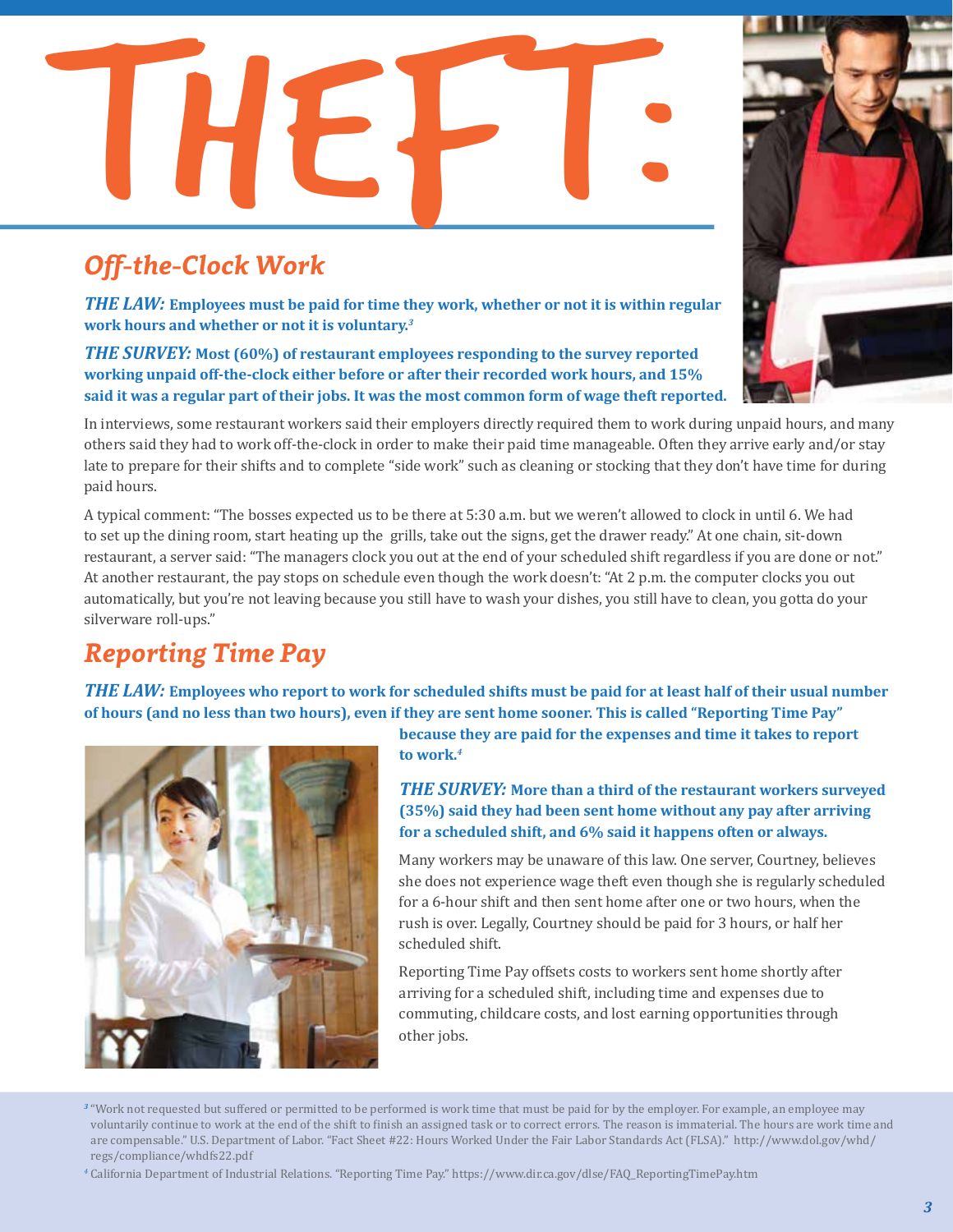# THEFT:

## *Off-the-Clock Work*

***THE LAW:* Employees must be paid for time they work, whether or not it is within regular work hours and whether or not it is voluntary.[3]**

***THE SURVEY:* Most (60%) of restaurant employees responding to the survey reported working unpaid off-the-clock either before or after their recorded work hours, and 15% said it was a regular part of their jobs. It was the most common form of wage theft reported.**

In interviews, some restaurant workers said their employers directly required them to work during unpaid hours, and many others said they had to work off-the-clock in order to make their paid time manageable. Often they arrive early and/or stay late to prepare for their shifts and to complete "side work" such as cleaning or stocking that they don't have time for during paid hours.

A typical comment: "The bosses expected us to be there at 5:30 a.m. but we weren't allowed to clock in until 6. We had to set up the dining room, start heating up the grills, take out the signs, get the drawer ready." At one chain, sit-down restaurant, a server said: "The managers clock you out at the end of your scheduled shift regardless if you are done or not." At another restaurant, the pay stops on schedule even though the work doesn't: "At 2 p.m. the computer clocks you out automatically, but you're not leaving because you still have to wash your dishes, you still have to clean, you gotta do your silverware roll-ups."

## *Reporting Time Pay*

***THE LAW:* Employees who report to work for scheduled shifts must be paid for at least half of their usual number of hours (and no less than two hours), even if they are sent home sooner. This is called "Reporting Time Pay" because they are paid for the expenses and time it takes to report to work.[4]**

***THE SURVEY:* More than a third of the restaurant workers surveyed (35%) said they had been sent home without any pay after arriving for a scheduled shift, and 6% said it happens often or always.**

Many workers may be unaware of this law. One server, Courtney, believes she does not experience wage theft even though she is regularly scheduled for a 6-hour shift and then sent home after one or two hours, when the rush is over. Legally, Courtney should be paid for 3 hours, or half her scheduled shift.

Reporting Time Pay offsets costs to workers sent home shortly after arriving for a scheduled shift, including time and expenses due to commuting, childcare costs, and lost earning opportunities through other jobs.

---

[3] "Work not requested but suffered or permitted to be performed is work time that must be paid for by the employer. For example, an employee may voluntarily continue to work at the end of the shift to finish an assigned task or to correct errors. The reason is immaterial. The hours are work time and are compensable." U.S. Department of Labor. "Fact Sheet #22: Hours Worked Under the Fair Labor Standards Act (FLSA)." http://www.dol.gov/whd/regs/compliance/whdfs22.pdf

[4] California Department of Industrial Relations. "Reporting Time Pay." https://www.dir.ca.gov/dlse/FAQ_ReportingTimePay.htm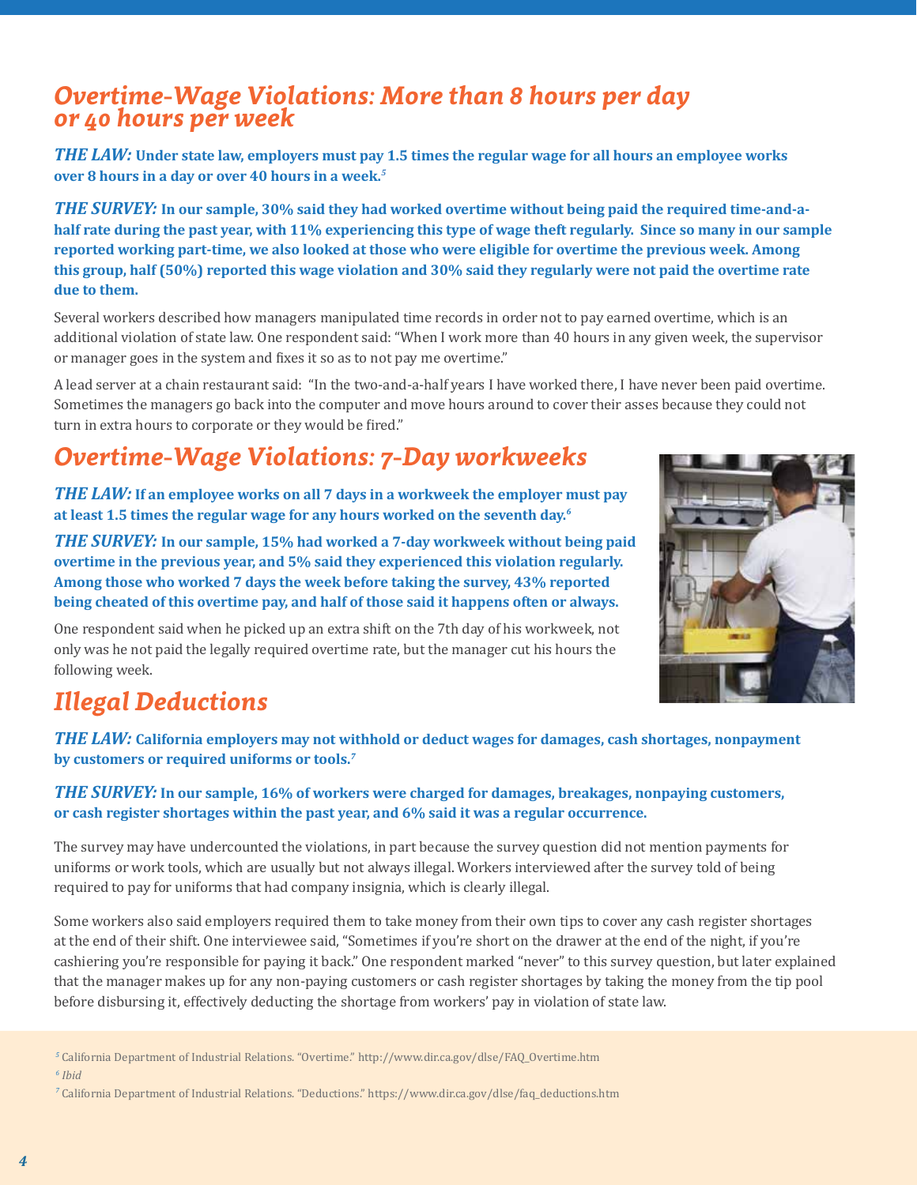## *Overtime-Wage Violations: More than 8 hours per day or 40 hours per week*

***THE LAW:*** **Under state law, employers must pay 1.5 times the regular wage for all hours an employee works over 8 hours in a day or over 40 hours in a week.**[5]

***THE SURVEY:*** **In our sample, 30% said they had worked overtime without being paid the required time-and-a-half rate during the past year, with 11% experiencing this type of wage theft regularly. Since so many in our sample reported working part-time, we also looked at those who were eligible for overtime the previous week. Among this group, half (50%) reported this wage violation and 30% said they regularly were not paid the overtime rate due to them.**

Several workers described how managers manipulated time records in order not to pay earned overtime, which is an additional violation of state law. One respondent said: "When I work more than 40 hours in any given week, the supervisor or manager goes in the system and fixes it so as to not pay me overtime."

A lead server at a chain restaurant said: "In the two-and-a-half years I have worked there, I have never been paid overtime. Sometimes the managers go back into the computer and move hours around to cover their asses because they could not turn in extra hours to corporate or they would be fired."

## *Overtime-Wage Violations: 7-Day workweeks*

***THE LAW:*** **If an employee works on all 7 days in a workweek the employer must pay at least 1.5 times the regular wage for any hours worked on the seventh day.**[6]

***THE SURVEY:*** **In our sample, 15% had worked a 7-day workweek without being paid overtime in the previous year, and 5% said they experienced this violation regularly. Among those who worked 7 days the week before taking the survey, 43% reported being cheated of this overtime pay, and half of those said it happens often or always.**

One respondent said when he picked up an extra shift on the 7th day of his workweek, not only was he not paid the legally required overtime rate, but the manager cut his hours the following week.

## *Illegal Deductions*

***THE LAW:*** **California employers may not withhold or deduct wages for damages, cash shortages, nonpayment by customers or required uniforms or tools.**[7]

***THE SURVEY:*** **In our sample, 16% of workers were charged for damages, breakages, nonpaying customers, or cash register shortages within the past year, and 6% said it was a regular occurrence.**

The survey may have undercounted the violations, in part because the survey question did not mention payments for uniforms or work tools, which are usually but not always illegal. Workers interviewed after the survey told of being required to pay for uniforms that had company insignia, which is clearly illegal.

Some workers also said employers required them to take money from their own tips to cover any cash register shortages at the end of their shift. One interviewee said, "Sometimes if you're short on the drawer at the end of the night, if you're cashiering you're responsible for paying it back." One respondent marked "never" to this survey question, but later explained that the manager makes up for any non-paying customers or cash register shortages by taking the money from the tip pool before disbursing it, effectively deducting the shortage from workers' pay in violation of state law.

---

[5] California Department of Industrial Relations. "Overtime." http://www.dir.ca.gov/dlse/FAQ_Overtime.htm

[6] *Ibid*

[7] California Department of Industrial Relations. "Deductions." https://www.dir.ca.gov/dlse/faq_deductions.htm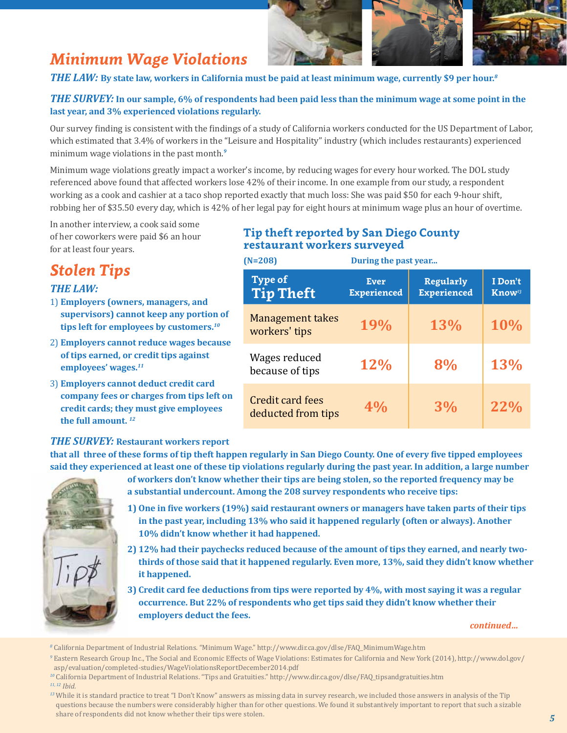## Minimum Wage Violations

***THE LAW:*** **By state law, workers in California must be paid at least minimum wage, currently $9 per hour.**[8]

***THE SURVEY:*** **In our sample, 6% of respondents had been paid less than the minimum wage at some point in the last year, and 3% experienced violations regularly.**

Our survey finding is consistent with the findings of a study of California workers conducted for the US Department of Labor, which estimated that 3.4% of workers in the "Leisure and Hospitality" industry (which includes restaurants) experienced minimum wage violations in the past month.[9]

Minimum wage violations greatly impact a worker's income, by reducing wages for every hour worked. The DOL study referenced above found that affected workers lose 42% of their income. In one example from our study, a respondent working as a cook and cashier at a taco shop reported exactly that much loss: She was paid $50 for each 9-hour shift, robbing her of $35.50 every day, which is 42% of her legal pay for eight hours at minimum wage plus an hour of overtime.

In another interview, a cook said some of her coworkers were paid $6 an hour for at least four years.

## Stolen Tips

***THE LAW:***

1) **Employers (owners, managers, and supervisors) cannot keep any portion of tips left for employees by customers.**[10]
2) **Employers cannot reduce wages because of tips earned, or credit tips against employees' wages.**[11]
3) **Employers cannot deduct credit card company fees or charges from tips left on credit cards; they must give employees the full amount.**[12]

### Tip theft reported by San Diego County restaurant workers surveyed

(N=208) During the past year...

| Type of Tip Theft | Ever Experienced | Regularly Experienced | I Don't Know[13] |
|---|---|---|---|
| Management takes workers' tips | 19% | 13% | 10% |
| Wages reduced because of tips | 12% | 8% | 13% |
| Credit card fees deducted from tips | 4% | 3% | 22% |

***THE SURVEY:*** **Restaurant workers report that all three of these forms of tip theft happen regularly in San Diego County. One of every five tipped employees said they experienced at least one of these tip violations regularly during the past year. In addition, a large number of workers don't know whether their tips are being stolen, so the reported frequency may be a substantial undercount. Among the 208 survey respondents who receive tips:**

1) **One in five workers (19%) said restaurant owners or managers have taken parts of their tips in the past year, including 13% who said it happened regularly (often or always). Another 10% didn't know whether it had happened.**
2) **12% had their paychecks reduced because of the amount of tips they earned, and nearly two-thirds of those said that it happened regularly. Even more, 13%, said they didn't know whether it happened.**
3) **Credit card fee deductions from tips were reported by 4%, with most saying it was a regular occurrence. But 22% of respondents who get tips said they didn't know whether their employers deduct the fees.**

*continued...*

---

[8] California Department of Industrial Relations. "Minimum Wage." http://www.dir.ca.gov/dlse/FAQ_MinimumWage.htm

[9] Eastern Research Group Inc., The Social and Economic Effects of Wage Violations: Estimates for California and New York (2014), http://www.dol.gov/asp/evaluation/completed-studies/WageViolationsReportDecember2014.pdf

[10] California Department of Industrial Relations. "Tips and Gratuities." http://www.dir.ca.gov/dlse/FAQ_tipsandgratuities.htm

[11, 12] *Ibid.*

[13] While it is standard practice to treat "I Don't Know" answers as missing data in survey research, we included those answers in analysis of the Tip questions because the numbers were considerably higher than for other questions. We found it substantively important to report that such a sizable share of respondents did not know whether their tips were stolen.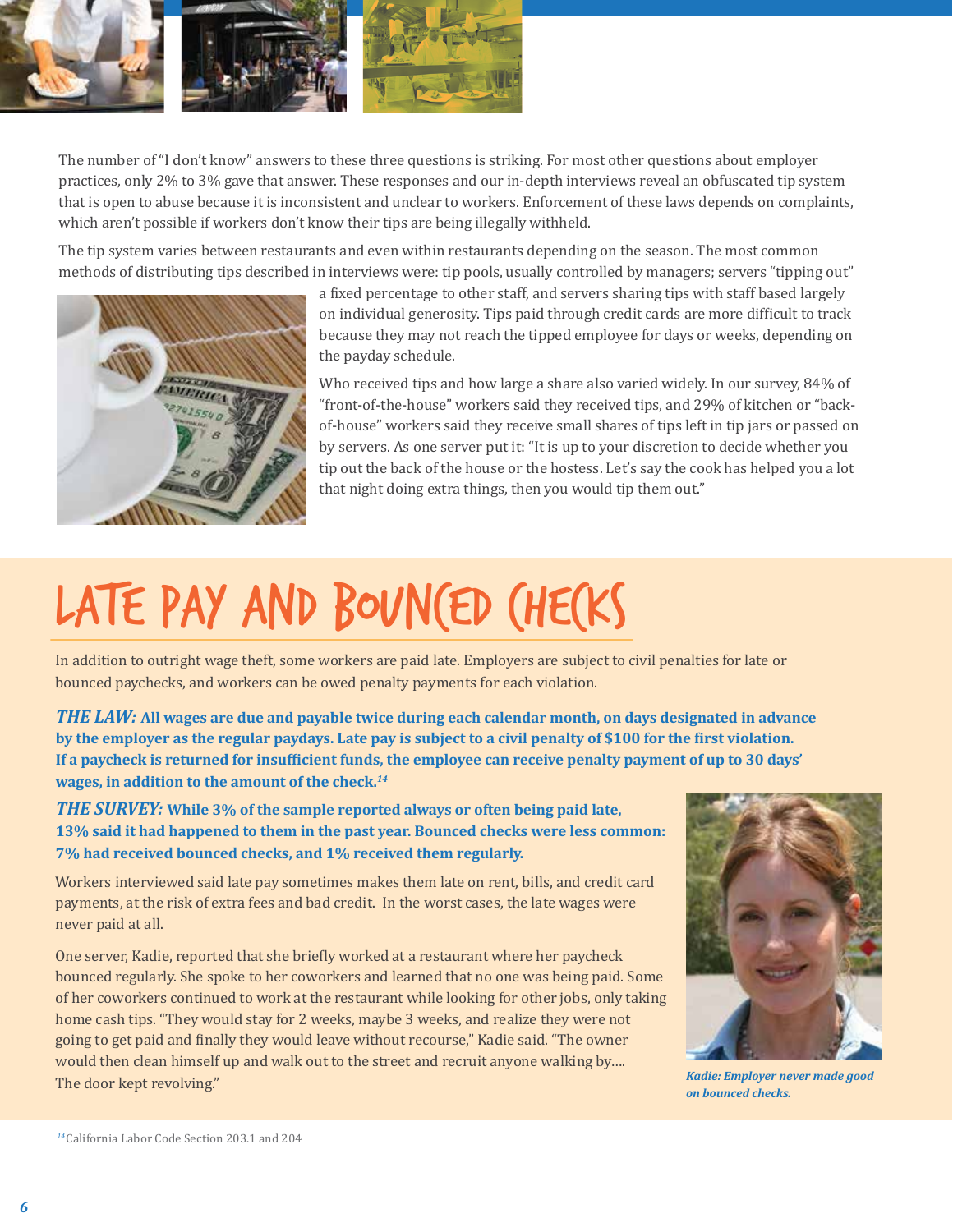The number of "I don't know" answers to these three questions is striking. For most other questions about employer practices, only 2% to 3% gave that answer. These responses and our in-depth interviews reveal an obfuscated tip system that is open to abuse because it is inconsistent and unclear to workers. Enforcement of these laws depends on complaints, which aren't possible if workers don't know their tips are being illegally withheld.

The tip system varies between restaurants and even within restaurants depending on the season. The most common methods of distributing tips described in interviews were: tip pools, usually controlled by managers; servers "tipping out" a fixed percentage to other staff, and servers sharing tips with staff based largely on individual generosity. Tips paid through credit cards are more difficult to track because they may not reach the tipped employee for days or weeks, depending on the payday schedule.

Who received tips and how large a share also varied widely. In our survey, 84% of "front-of-the-house" workers said they received tips, and 29% of kitchen or "back-of-house" workers said they receive small shares of tips left in tip jars or passed on by servers. As one server put it: "It is up to your discretion to decide whether you tip out the back of the house or the hostess. Let's say the cook has helped you a lot that night doing extra things, then you would tip them out."

# Late Pay and Bounced Checks

In addition to outright wage theft, some workers are paid late. Employers are subject to civil penalties for late or bounced paychecks, and workers can be owed penalty payments for each violation.

***THE LAW:*** **All wages are due and payable twice during each calendar month, on days designated in advance by the employer as the regular paydays. Late pay is subject to a civil penalty of $100 for the first violation. If a paycheck is returned for insufficient funds, the employee can receive penalty payment of up to 30 days' wages, in addition to the amount of the check.**[14]

***THE SURVEY:*** **While 3% of the sample reported always or often being paid late, 13% said it had happened to them in the past year. Bounced checks were less common: 7% had received bounced checks, and 1% received them regularly.**

Workers interviewed said late pay sometimes makes them late on rent, bills, and credit card payments, at the risk of extra fees and bad credit. In the worst cases, the late wages were never paid at all.

One server, Kadie, reported that she briefly worked at a restaurant where her paycheck bounced regularly. She spoke to her coworkers and learned that no one was being paid. Some of her coworkers continued to work at the restaurant while looking for other jobs, only taking home cash tips. "They would stay for 2 weeks, maybe 3 weeks, and realize they were not going to get paid and finally they would leave without recourse," Kadie said. "The owner would then clean himself up and walk out to the street and recruit anyone walking by…. The door kept revolving."

*Kadie: Employer never made good on bounced checks.*

[14] California Labor Code Section 203.1 and 204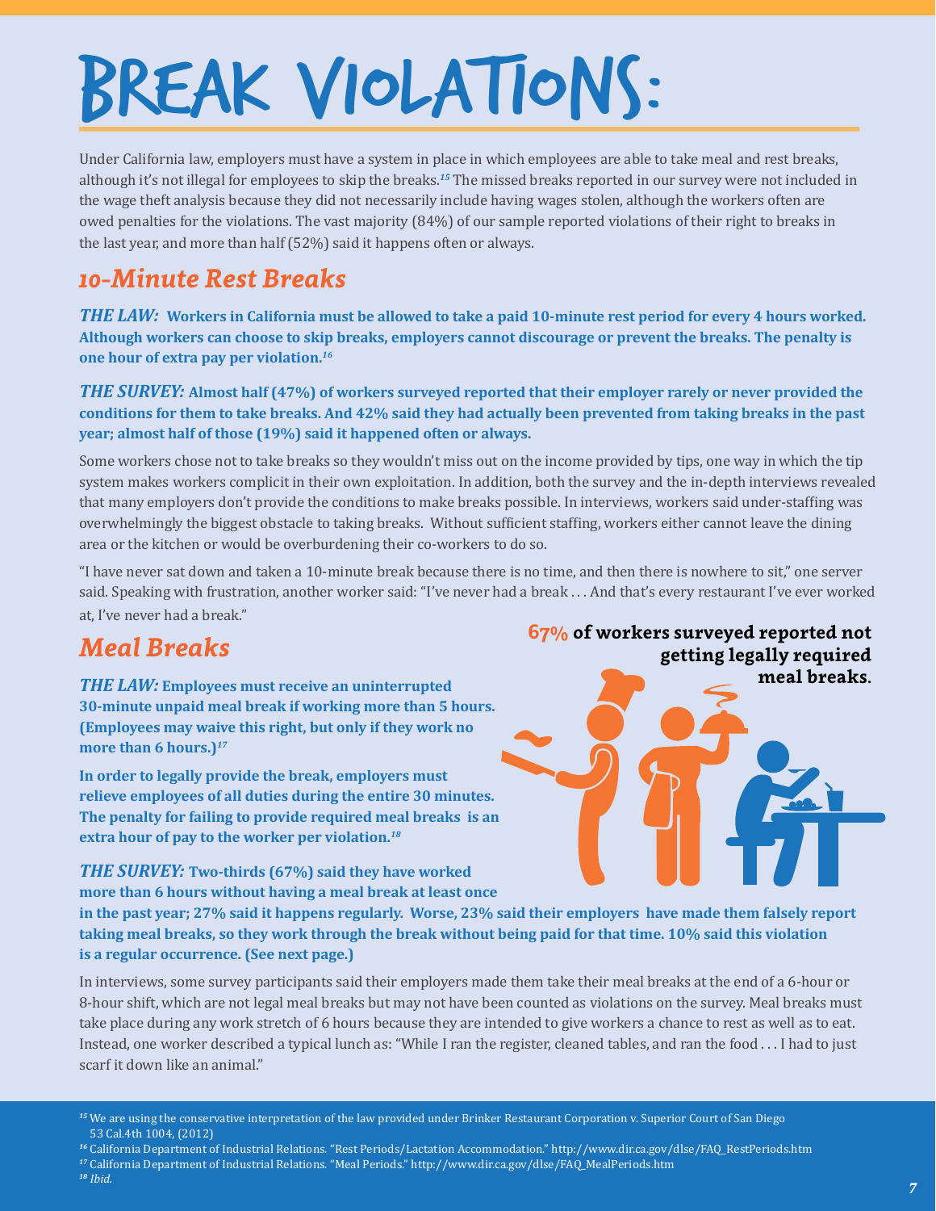# BREAK VIOLATIONS:

Under California law, employers must have a system in place in which employees are able to take meal and rest breaks, although it's not illegal for employees to skip the breaks.[15] The missed breaks reported in our survey were not included in the wage theft analysis because they did not necessarily include having wages stolen, although the workers often are owed penalties for the violations. The vast majority (84%) of our sample reported violations of their right to breaks in the last year, and more than half (52%) said it happens often or always.

## *10-Minute Rest Breaks*

***THE LAW:*** **Workers in California must be allowed to take a paid 10-minute rest period for every 4 hours worked. Although workers can choose to skip breaks, employers cannot discourage or prevent the breaks. The penalty is one hour of extra pay per violation.**[16]

***THE SURVEY:*** **Almost half (47%) of workers surveyed reported that their employer rarely or never provided the conditions for them to take breaks. And 42% said they had actually been prevented from taking breaks in the past year; almost half of those (19%) said it happened often or always.**

Some workers chose not to take breaks so they wouldn't miss out on the income provided by tips, one way in which the tip system makes workers complicit in their own exploitation. In addition, both the survey and the in-depth interviews revealed that many employers don't provide the conditions to make breaks possible. In interviews, workers said under-staffing was overwhelmingly the biggest obstacle to taking breaks. Without sufficient staffing, workers either cannot leave the dining area or the kitchen or would be overburdening their co-workers to do so.

"I have never sat down and taken a 10-minute break because there is no time, and then there is nowhere to sit," one server said. Speaking with frustration, another worker said: "I've never had a break . . . And that's every restaurant I've ever worked at, I've never had a break."

## *Meal Breaks*

**67% of workers surveyed reported not getting legally required meal breaks.**

***THE LAW:*** **Employees must receive an uninterrupted 30-minute unpaid meal break if working more than 5 hours. (Employees may waive this right, but only if they work no more than 6 hours.)**[17]

**In order to legally provide the break, employers must relieve employees of all duties during the entire 30 minutes. The penalty for failing to provide required meal breaks is an extra hour of pay to the worker per violation.**[18]

***THE SURVEY:*** **Two-thirds (67%) said they have worked more than 6 hours without having a meal break at least once in the past year; 27% said it happens regularly. Worse, 23% said their employers have made them falsely report taking meal breaks, so they work through the break without being paid for that time. 10% said this violation is a regular occurrence. (See next page.)**

In interviews, some survey participants said their employers made them take their meal breaks at the end of a 6-hour or 8-hour shift, which are not legal meal breaks but may not have been counted as violations on the survey. Meal breaks must take place during any work stretch of 6 hours because they are intended to give workers a chance to rest as well as to eat. Instead, one worker described a typical lunch as: "While I ran the register, cleaned tables, and ran the food . . . I had to just scarf it down like an animal."

---

[15] We are using the conservative interpretation of the law provided under Brinker Restaurant Corporation v. Superior Court of San Diego 53 Cal.4th 1004, (2012)

[16] California Department of Industrial Relations. "Rest Periods/Lactation Accommodation." http://www.dir.ca.gov/dlse/FAQ_RestPeriods.htm

[17] California Department of Industrial Relations. "Meal Periods." http://www.dir.ca.gov/dlse/FAQ_MealPeriods.htm

[18] *Ibid.*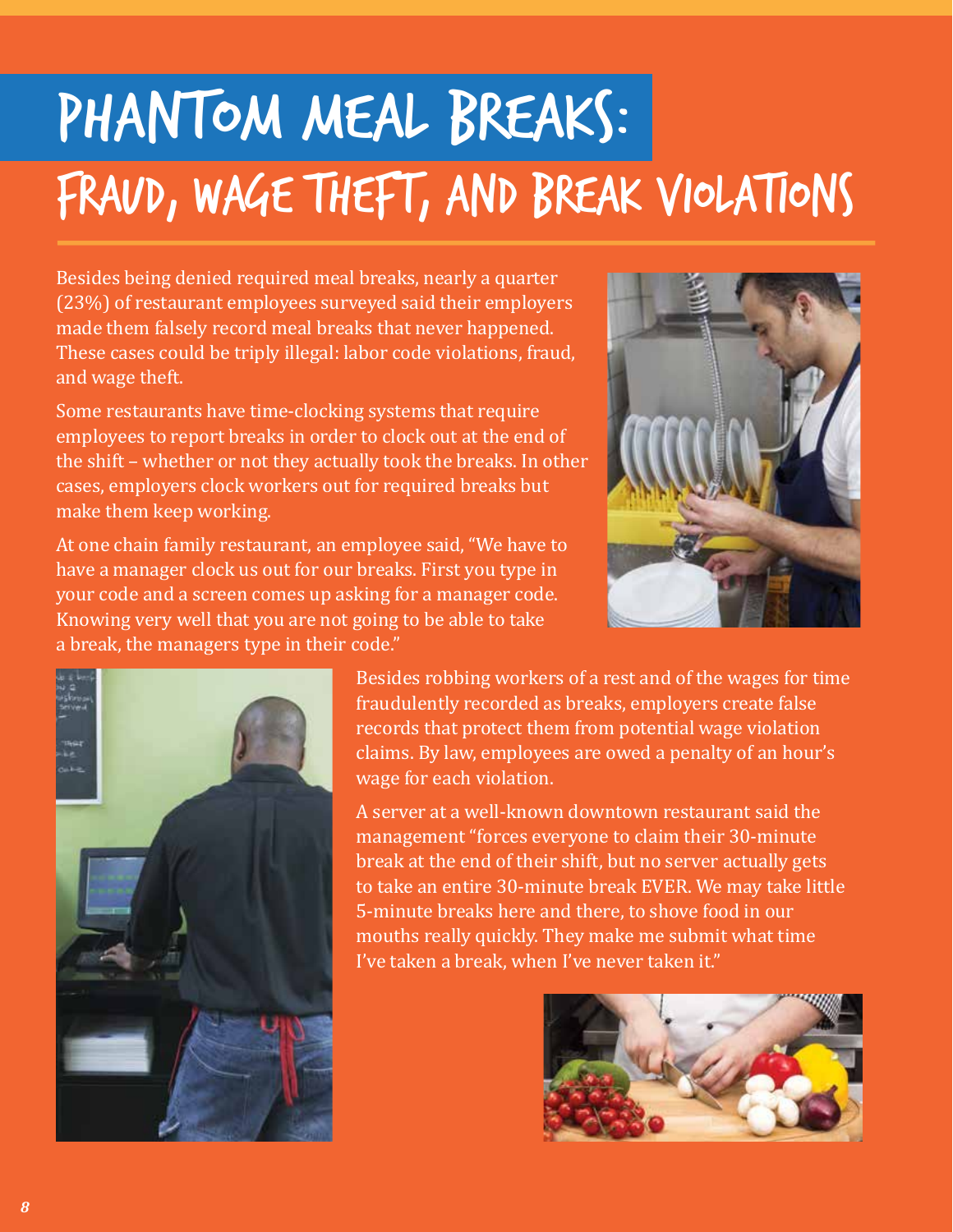# PHANTOM MEAL BREAKS:

## FRAUD, WAGE THEFT, AND BREAK VIOLATIONS

Besides being denied required meal breaks, nearly a quarter (23%) of restaurant employees surveyed said their employers made them falsely record meal breaks that never happened. These cases could be triply illegal: labor code violations, fraud, and wage theft.

Some restaurants have time-clocking systems that require employees to report breaks in order to clock out at the end of the shift – whether or not they actually took the breaks. In other cases, employers clock workers out for required breaks but make them keep working.

At one chain family restaurant, an employee said, "We have to have a manager clock us out for our breaks. First you type in your code and a screen comes up asking for a manager code. Knowing very well that you are not going to be able to take a break, the managers type in their code."

Besides robbing workers of a rest and of the wages for time fraudulently recorded as breaks, employers create false records that protect them from potential wage violation claims. By law, employees are owed a penalty of an hour's wage for each violation.

A server at a well-known downtown restaurant said the management "forces everyone to claim their 30-minute break at the end of their shift, but no server actually gets to take an entire 30-minute break EVER. We may take little 5-minute breaks here and there, to shove food in our mouths really quickly. They make me submit what time I've taken a break, when I've never taken it."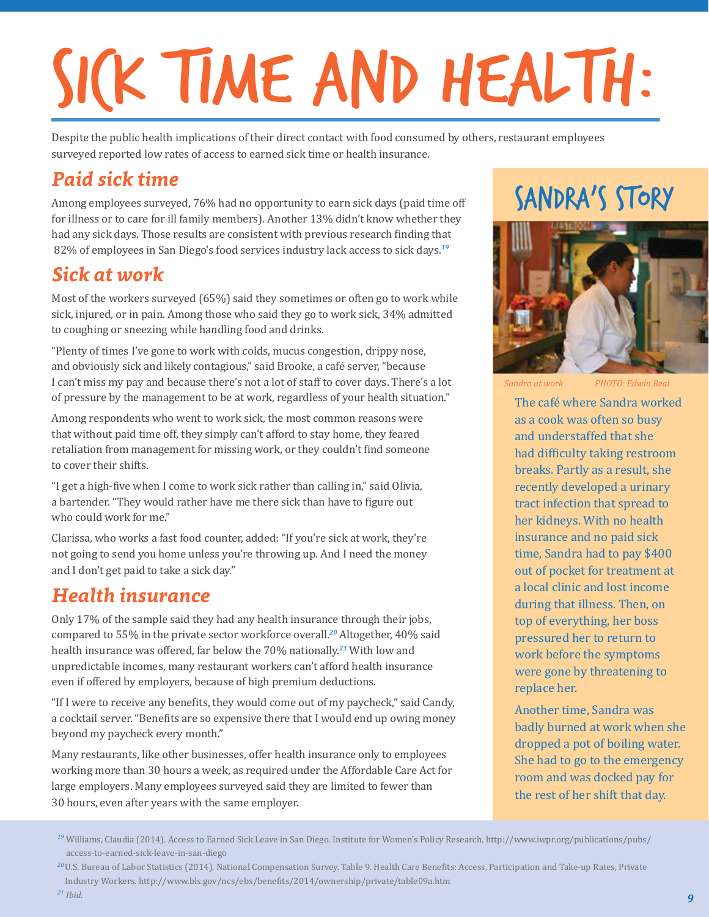# Sick Time and Health:

Despite the public health implications of their direct contact with food consumed by others, restaurant employees surveyed reported low rates of access to earned sick time or health insurance.

## *Paid sick time*

Among employees surveyed, 76% had no opportunity to earn sick days (paid time off for illness or to care for ill family members). Another 13% didn't know whether they had any sick days. Those results are consistent with previous research finding that 82% of employees in San Diego's food services industry lack access to sick days.[19]

## *Sick at work*

Most of the workers surveyed (65%) said they sometimes or often go to work while sick, injured, or in pain. Among those who said they go to work sick, 34% admitted to coughing or sneezing while handling food and drinks.

"Plenty of times I've gone to work with colds, mucus congestion, drippy nose, and obviously sick and likely contagious," said Brooke, a café server, "because I can't miss my pay and because there's not a lot of staff to cover days. There's a lot of pressure by the management to be at work, regardless of your health situation."

Among respondents who went to work sick, the most common reasons were that without paid time off, they simply can't afford to stay home, they feared retaliation from management for missing work, or they couldn't find someone to cover their shifts.

"I get a high-five when I come to work sick rather than calling in," said Olivia, a bartender. "They would rather have me there sick than have to figure out who could work for me."

Clarissa, who works a fast food counter, added: "If you're sick at work, they're not going to send you home unless you're throwing up. And I need the money and I don't get paid to take a sick day."

## *Health insurance*

Only 17% of the sample said they had any health insurance through their jobs, compared to 55% in the private sector workforce overall.[20] Altogether, 40% said health insurance was offered, far below the 70% nationally.[21] With low and unpredictable incomes, many restaurant workers can't afford health insurance even if offered by employers, because of high premium deductions.

"If I were to receive any benefits, they would come out of my paycheck," said Candy, a cocktail server. "Benefits are so expensive there that I would end up owing money beyond my paycheck every month."

Many restaurants, like other businesses, offer health insurance only to employees working more than 30 hours a week, as required under the Affordable Care Act for large employers. Many employees surveyed said they are limited to fewer than 30 hours, even after years with the same employer.

## Sandra's Story

*Sandra at work* *PHOTO: Edwin Real*

The café where Sandra worked as a cook was often so busy and understaffed that she had difficulty taking restroom breaks. Partly as a result, she recently developed a urinary tract infection that spread to her kidneys. With no health insurance and no paid sick time, Sandra had to pay $400 out of pocket for treatment at a local clinic and lost income during that illness. Then, on top of everything, her boss pressured her to return to work before the symptoms were gone by threatening to replace her.

Another time, Sandra was badly burned at work when she dropped a pot of boiling water. She had to go to the emergency room and was docked pay for the rest of her shift that day.

---

[19] Williams, Claudia (2014). Access to Earned Sick Leave in San Diego. Institute for Women's Policy Research. http://www.iwpr.org/publications/pubs/access-to-earned-sick-leave-in-san-diego

[20] U.S. Bureau of Labor Statistics (2014). National Compensation Survey. Table 9. Health Care Benefits: Access, Participation and Take-up Rates, Private Industry Workers. http://www.bls.gov/ncs/ebs/benefits/2014/ownership/private/table09a.htm

[21] *Ibid.*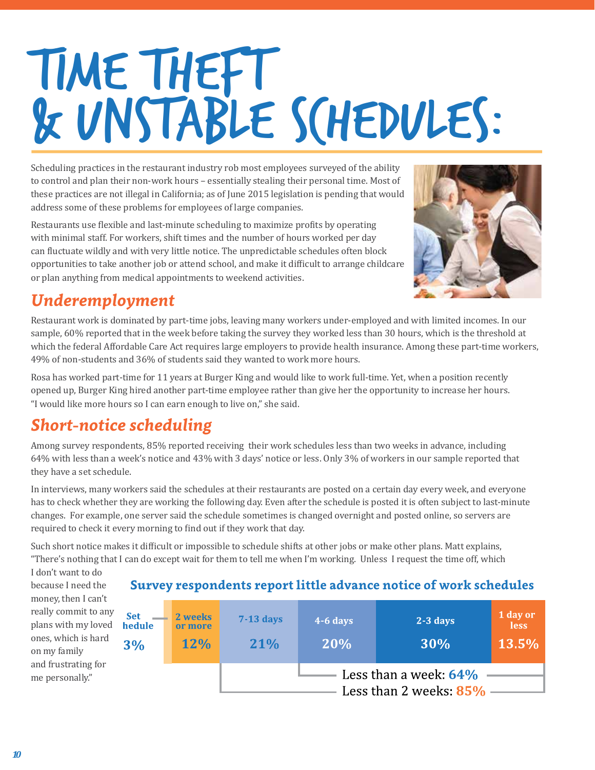# Time Theft & Unstable Schedules:

Scheduling practices in the restaurant industry rob most employees surveyed of the ability to control and plan their non-work hours – essentially stealing their personal time. Most of these practices are not illegal in California; as of June 2015 legislation is pending that would address some of these problems for employees of large companies.

Restaurants use flexible and last-minute scheduling to maximize profits by operating with minimal staff. For workers, shift times and the number of hours worked per day can fluctuate wildly and with very little notice. The unpredictable schedules often block opportunities to take another job or attend school, and make it difficult to arrange childcare or plan anything from medical appointments to weekend activities.

## *Underemployment*

Restaurant work is dominated by part-time jobs, leaving many workers under-employed and with limited incomes. In our sample, 60% reported that in the week before taking the survey they worked less than 30 hours, which is the threshold at which the federal Affordable Care Act requires large employers to provide health insurance. Among these part-time workers, 49% of non-students and 36% of students said they wanted to work more hours.

Rosa has worked part-time for 11 years at Burger King and would like to work full-time. Yet, when a position recently opened up, Burger King hired another part-time employee rather than give her the opportunity to increase her hours. "I would like more hours so I can earn enough to live on," she said.

## *Short-notice scheduling*

Among survey respondents, 85% reported receiving their work schedules less than two weeks in advance, including 64% with less than a week's notice and 43% with 3 days' notice or less. Only 3% of workers in our sample reported that they have a set schedule.

In interviews, many workers said the schedules at their restaurants are posted on a certain day every week, and everyone has to check whether they are working the following day. Even after the schedule is posted it is often subject to last-minute changes. For example, one server said the schedule sometimes is changed overnight and posted online, so servers are required to check it every morning to find out if they work that day.

Such short notice makes it difficult or impossible to schedule shifts at other jobs or make other plans. Matt explains, "There's nothing that I can do except wait for them to tell me when I'm working. Unless I request the time off, which I don't want to do because I need the money, then I can't really commit to any plans with my loved ones, which is hard on my family and frustrating for me personally."

**Survey respondents report little advance notice of work schedules**

| Set schedule | 2 weeks or more | 7-13 days | 4-6 days | 2-3 days | 1 day or less |
|---|---|---|---|---|---|
| 3% | 12% | 21% | 20% | 30% | 13.5% |

Less than a week: 64%

Less than 2 weeks: 85%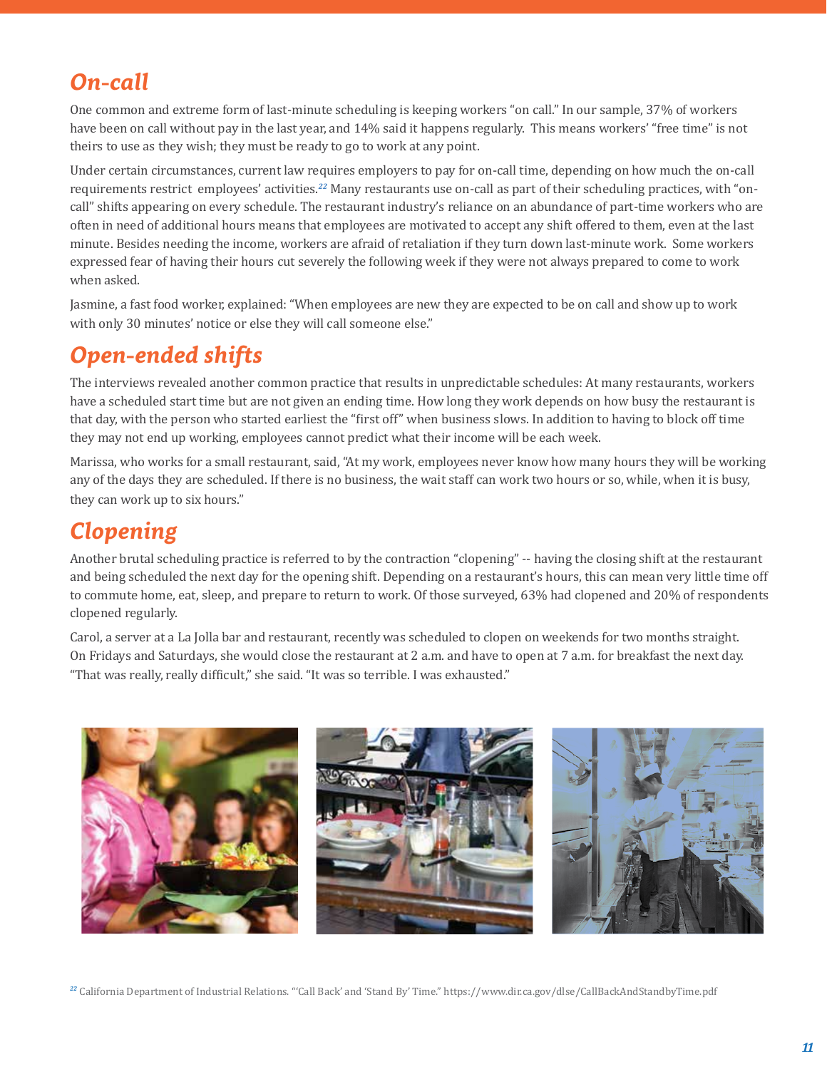## On-call

One common and extreme form of last-minute scheduling is keeping workers "on call." In our sample, 37% of workers have been on call without pay in the last year, and 14% said it happens regularly. This means workers' "free time" is not theirs to use as they wish; they must be ready to go to work at any point.

Under certain circumstances, current law requires employers to pay for on-call time, depending on how much the on-call requirements restrict employees' activities.[22] Many restaurants use on-call as part of their scheduling practices, with "on-call" shifts appearing on every schedule. The restaurant industry's reliance on an abundance of part-time workers who are often in need of additional hours means that employees are motivated to accept any shift offered to them, even at the last minute. Besides needing the income, workers are afraid of retaliation if they turn down last-minute work. Some workers expressed fear of having their hours cut severely the following week if they were not always prepared to come to work when asked.

Jasmine, a fast food worker, explained: "When employees are new they are expected to be on call and show up to work with only 30 minutes' notice or else they will call someone else."

## Open-ended shifts

The interviews revealed another common practice that results in unpredictable schedules: At many restaurants, workers have a scheduled start time but are not given an ending time. How long they work depends on how busy the restaurant is that day, with the person who started earliest the "first off" when business slows. In addition to having to block off time they may not end up working, employees cannot predict what their income will be each week.

Marissa, who works for a small restaurant, said, "At my work, employees never know how many hours they will be working any of the days they are scheduled. If there is no business, the wait staff can work two hours or so, while, when it is busy, they can work up to six hours."

## Clopening

Another brutal scheduling practice is referred to by the contraction "clopening" -- having the closing shift at the restaurant and being scheduled the next day for the opening shift. Depending on a restaurant's hours, this can mean very little time off to commute home, eat, sleep, and prepare to return to work. Of those surveyed, 63% had clopened and 20% of respondents clopened regularly.

Carol, a server at a La Jolla bar and restaurant, recently was scheduled to clopen on weekends for two months straight. On Fridays and Saturdays, she would close the restaurant at 2 a.m. and have to open at 7 a.m. for breakfast the next day. "That was really, really difficult," she said. "It was so terrible. I was exhausted."

[22] California Department of Industrial Relations. "'Call Back' and 'Stand By' Time." https://www.dir.ca.gov/dlse/CallBackAndStandbyTime.pdf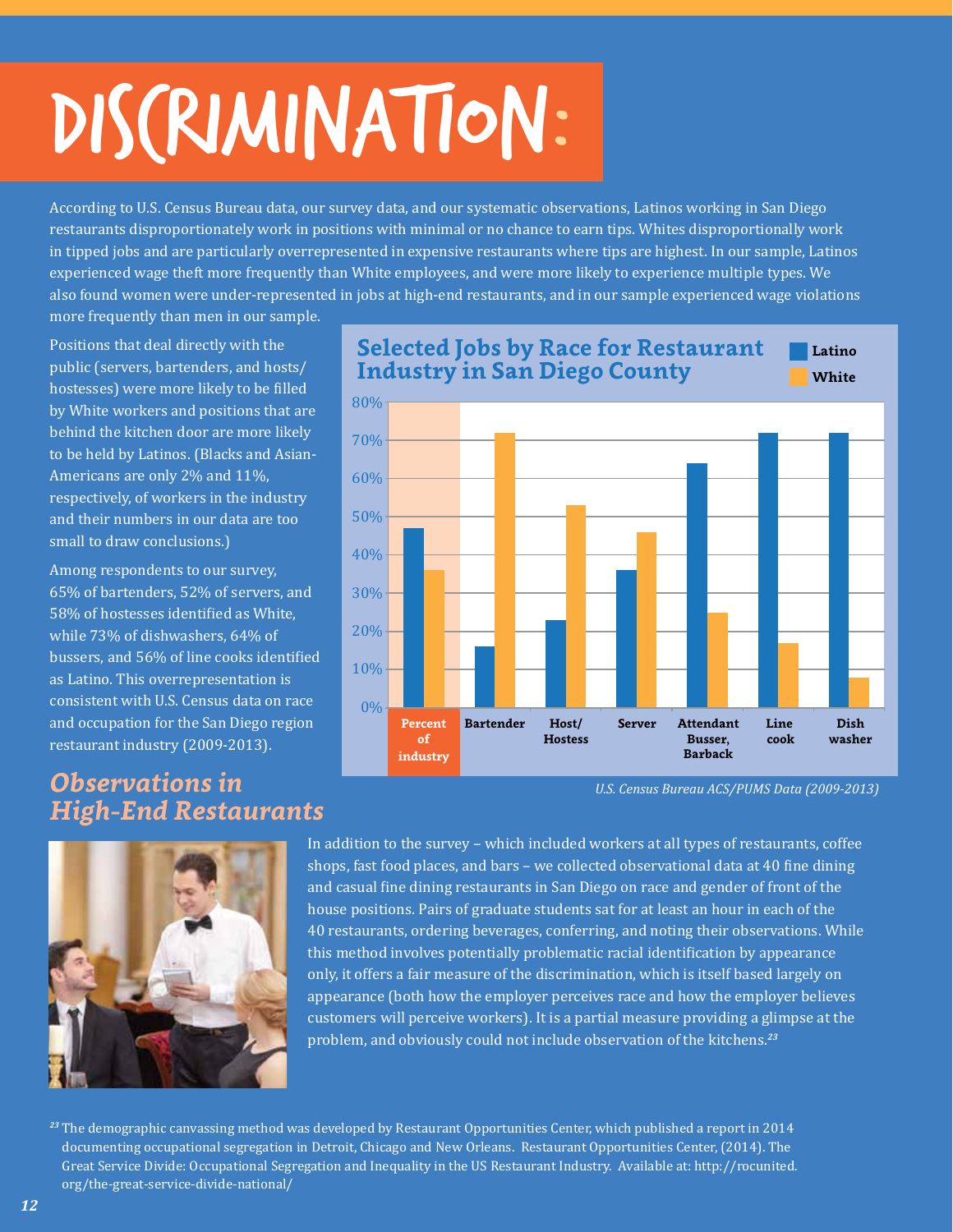# DISCRIMINATION:

According to U.S. Census Bureau data, our survey data, and our systematic observations, Latinos working in San Diego restaurants disproportionately work in positions with minimal or no chance to earn tips. Whites disproportionally work in tipped jobs and are particularly overrepresented in expensive restaurants where tips are highest. In our sample, Latinos experienced wage theft more frequently than White employees, and were more likely to experience multiple types. We also found women were under-represented in jobs at high-end restaurants, and in our sample experienced wage violations more frequently than men in our sample.

Positions that deal directly with the public (servers, bartenders, and hosts/hostesses) were more likely to be filled by White workers and positions that are behind the kitchen door are more likely to be held by Latinos. (Blacks and Asian-Americans are only 2% and 11%, respectively, of workers in the industry and their numbers in our data are too small to draw conclusions.)

Among respondents to our survey, 65% of bartenders, 52% of servers, and 58% of hostesses identified as White, while 73% of dishwashers, 64% of bussers, and 56% of line cooks identified as Latino. This overrepresentation is consistent with U.S. Census data on race and occupation for the San Diego region restaurant industry (2009-2013).

**Selected Jobs by Race for Restaurant Industry in San Diego County**

| | Latino | White |
|---|---|---|
| Percent of industry | 47% | 36% |
| Bartender | 16% | 72% |
| Host/ Hostess | 23% | 53% |
| Server | 36% | 46% |
| Attendant Busser, Barback | 64% | 25% |
| Line cook | 72% | 17% |
| Dish washer | 72% | 8% |

*U.S. Census Bureau ACS/PUMS Data (2009-2013)*

## Observations in High-End Restaurants

In addition to the survey – which included workers at all types of restaurants, coffee shops, fast food places, and bars – we collected observational data at 40 fine dining and casual fine dining restaurants in San Diego on race and gender of front of the house positions. Pairs of graduate students sat for at least an hour in each of the 40 restaurants, ordering beverages, conferring, and noting their observations. While this method involves potentially problematic racial identification by appearance only, it offers a fair measure of the discrimination, which is itself based largely on appearance (both how the employer perceives race and how the employer believes customers will perceive workers). It is a partial measure providing a glimpse at the problem, and obviously could not include observation of the kitchens.[23]

[23] The demographic canvassing method was developed by Restaurant Opportunities Center, which published a report in 2014 documenting occupational segregation in Detroit, Chicago and New Orleans. Restaurant Opportunities Center, (2014). The Great Service Divide: Occupational Segregation and Inequality in the US Restaurant Industry. Available at: http://rocunited.org/the-great-service-divide-national/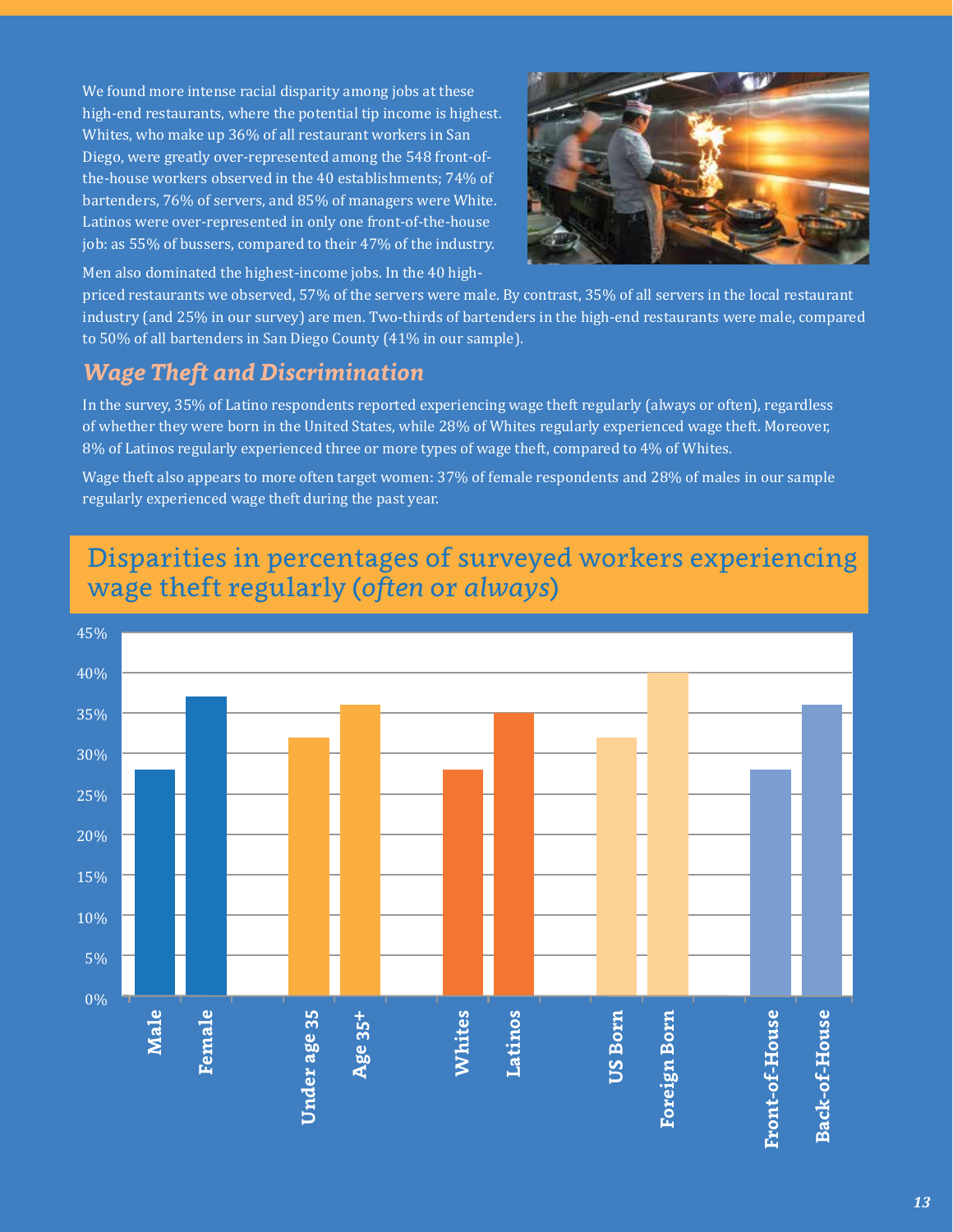We found more intense racial disparity among jobs at these high-end restaurants, where the potential tip income is highest. Whites, who make up 36% of all restaurant workers in San Diego, were greatly over-represented among the 548 front-of-the-house workers observed in the 40 establishments; 74% of bartenders, 76% of servers, and 85% of managers were White. Latinos were over-represented in only one front-of-the-house job: as 55% of bussers, compared to their 47% of the industry.

Men also dominated the highest-income jobs. In the 40 high-priced restaurants we observed, 57% of the servers were male. By contrast, 35% of all servers in the local restaurant industry (and 25% in our survey) are men. Two-thirds of bartenders in the high-end restaurants were male, compared to 50% of all bartenders in San Diego County (41% in our sample).

## *Wage Theft and Discrimination*

In the survey, 35% of Latino respondents reported experiencing wage theft regularly (always or often), regardless of whether they were born in the United States, while 28% of Whites regularly experienced wage theft. Moreover, 8% of Latinos regularly experienced three or more types of wage theft, compared to 4% of Whites.

Wage theft also appears to more often target women: 37% of female respondents and 28% of males in our sample regularly experienced wage theft during the past year.

### Disparities in percentages of surveyed workers experiencing wage theft regularly (*often* or *always*)

| Group | Percentage |
|---|---|
| Male | 28% |
| Female | 37% |
| Under age 35 | 32% |
| Age 35+ | 36% |
| Whites | 28% |
| Latinos | 35% |
| US Born | 32% |
| Foreign Born | 40% |
| Front-of-House | 28% |
| Back-of-House | 36% |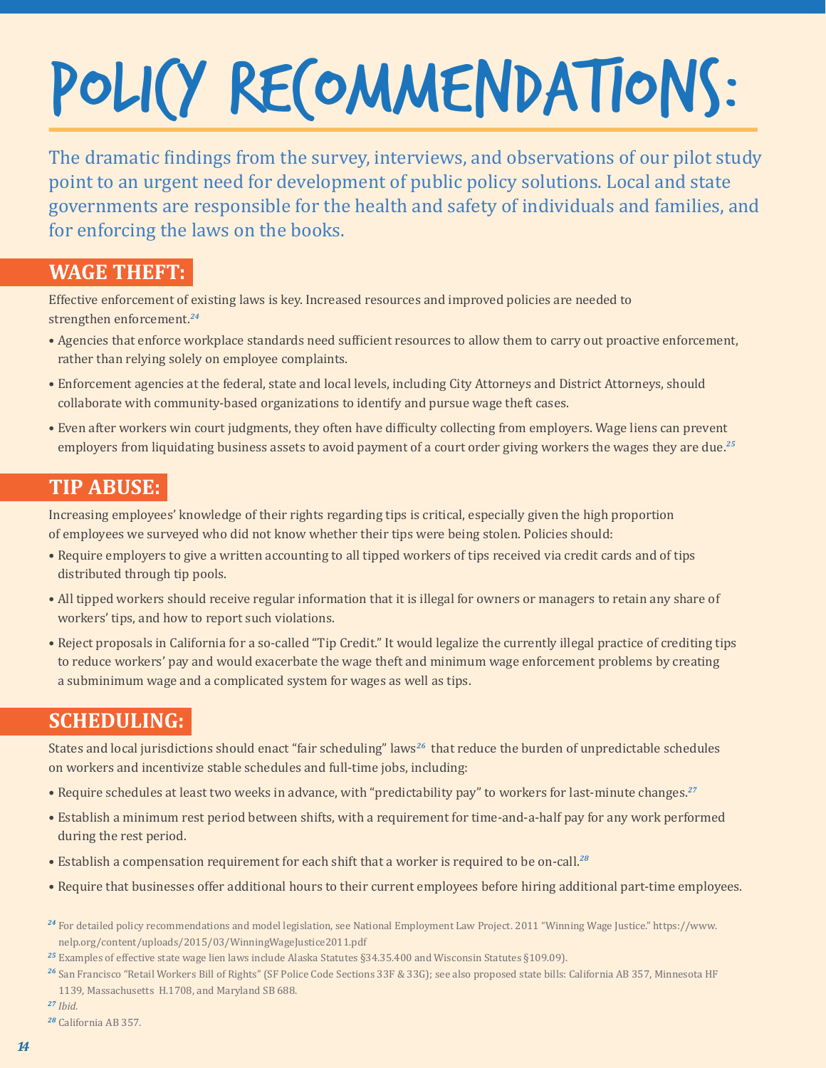# POLICY RECOMMENDATIONS:

The dramatic findings from the survey, interviews, and observations of our pilot study point to an urgent need for development of public policy solutions. Local and state governments are responsible for the health and safety of individuals and families, and for enforcing the laws on the books.

## WAGE THEFT:

Effective enforcement of existing laws is key. Increased resources and improved policies are needed to strengthen enforcement.[24]

- Agencies that enforce workplace standards need sufficient resources to allow them to carry out proactive enforcement, rather than relying solely on employee complaints.
- Enforcement agencies at the federal, state and local levels, including City Attorneys and District Attorneys, should collaborate with community-based organizations to identify and pursue wage theft cases.
- Even after workers win court judgments, they often have difficulty collecting from employers. Wage liens can prevent employers from liquidating business assets to avoid payment of a court order giving workers the wages they are due.[25]

## TIP ABUSE:

Increasing employees' knowledge of their rights regarding tips is critical, especially given the high proportion of employees we surveyed who did not know whether their tips were being stolen. Policies should:

- Require employers to give a written accounting to all tipped workers of tips received via credit cards and of tips distributed through tip pools.
- All tipped workers should receive regular information that it is illegal for owners or managers to retain any share of workers' tips, and how to report such violations.
- Reject proposals in California for a so-called "Tip Credit." It would legalize the currently illegal practice of crediting tips to reduce workers' pay and would exacerbate the wage theft and minimum wage enforcement problems by creating a subminimum wage and a complicated system for wages as well as tips.

## SCHEDULING:

States and local jurisdictions should enact "fair scheduling" laws[26] that reduce the burden of unpredictable schedules on workers and incentivize stable schedules and full-time jobs, including:

- Require schedules at least two weeks in advance, with "predictability pay" to workers for last-minute changes.[27]
- Establish a minimum rest period between shifts, with a requirement for time-and-a-half pay for any work performed during the rest period.
- Establish a compensation requirement for each shift that a worker is required to be on-call.[28]
- Require that businesses offer additional hours to their current employees before hiring additional part-time employees.

---

[24] For detailed policy recommendations and model legislation, see National Employment Law Project. 2011 "Winning Wage Justice." https://www.nelp.org/content/uploads/2015/03/WinningWageJustice2011.pdf

[25] Examples of effective state wage lien laws include Alaska Statutes §34.35.400 and Wisconsin Statutes §109.09).

[26] San Francisco "Retail Workers Bill of Rights" (SF Police Code Sections 33F & 33G); see also proposed state bills: California AB 357, Minnesota HF 1139, Massachusetts H.1708, and Maryland SB 688.

[27] *Ibid.*

[28] California AB 357.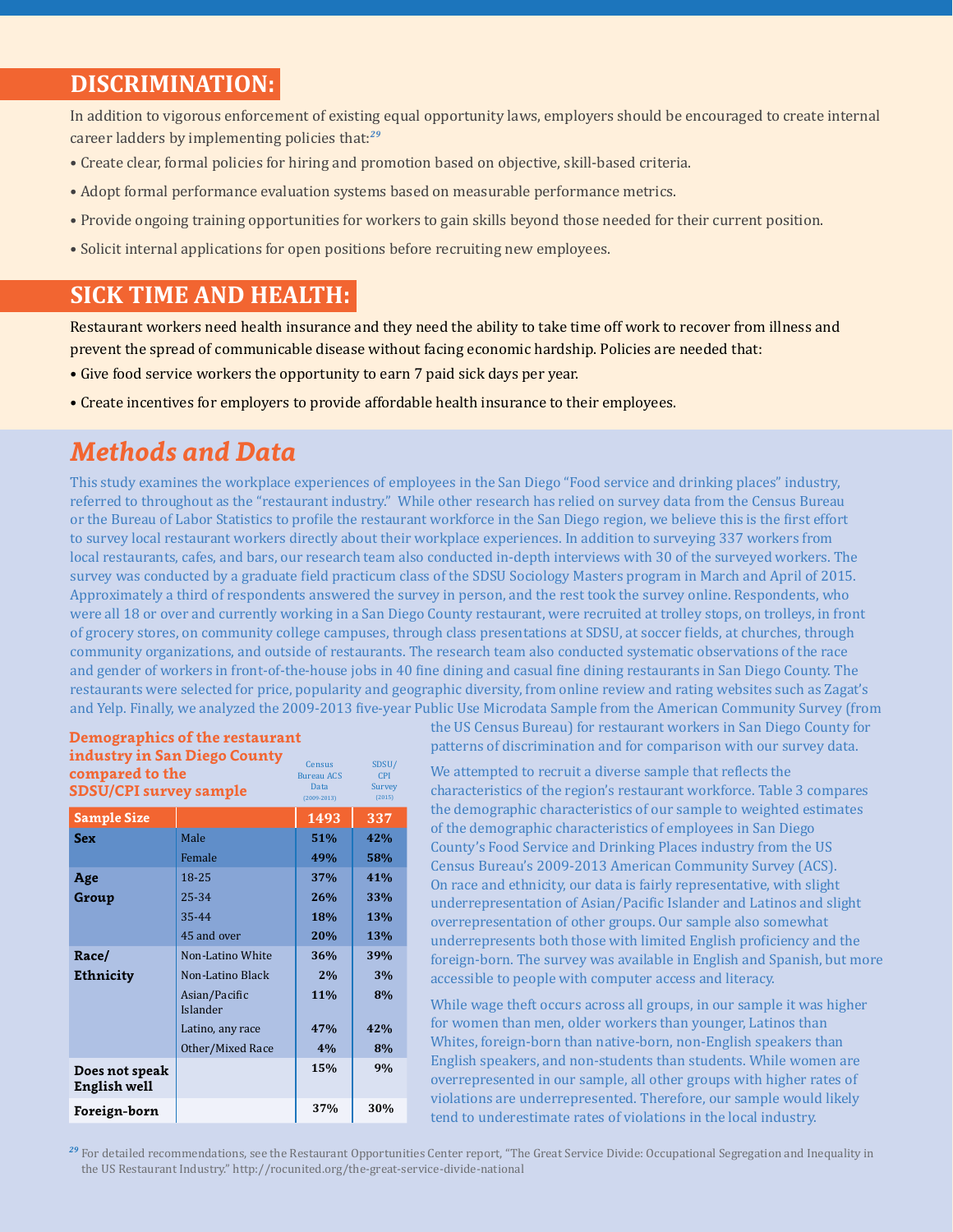## DISCRIMINATION:

In addition to vigorous enforcement of existing equal opportunity laws, employers should be encouraged to create internal career ladders by implementing policies that:[29]

- Create clear, formal policies for hiring and promotion based on objective, skill-based criteria.
- Adopt formal performance evaluation systems based on measurable performance metrics.
- Provide ongoing training opportunities for workers to gain skills beyond those needed for their current position.
- Solicit internal applications for open positions before recruiting new employees.

## SICK TIME AND HEALTH:

Restaurant workers need health insurance and they need the ability to take time off work to recover from illness and prevent the spread of communicable disease without facing economic hardship. Policies are needed that:

- Give food service workers the opportunity to earn 7 paid sick days per year.
- Create incentives for employers to provide affordable health insurance to their employees.

# *Methods and Data*

This study examines the workplace experiences of employees in the San Diego "Food service and drinking places" industry, referred to throughout as the "restaurant industry." While other research has relied on survey data from the Census Bureau or the Bureau of Labor Statistics to profile the restaurant workforce in the San Diego region, we believe this is the first effort to survey local restaurant workers directly about their workplace experiences. In addition to surveying 337 workers from local restaurants, cafes, and bars, our research team also conducted in-depth interviews with 30 of the surveyed workers. The survey was conducted by a graduate field practicum class of the SDSU Sociology Masters program in March and April of 2015. Approximately a third of respondents answered the survey in person, and the rest took the survey online. Respondents, who were all 18 or over and currently working in a San Diego County restaurant, were recruited at trolley stops, on trolleys, in front of grocery stores, on community college campuses, through class presentations at SDSU, at soccer fields, at churches, through community organizations, and outside of restaurants. The research team also conducted systematic observations of the race and gender of workers in front-of-the-house jobs in 40 fine dining and casual fine dining restaurants in San Diego County. The restaurants were selected for price, popularity and geographic diversity, from online review and rating websites such as Zagat's and Yelp. Finally, we analyzed the 2009-2013 five-year Public Use Microdata Sample from the American Community Survey (from the US Census Bureau) for restaurant workers in San Diego County for patterns of discrimination and for comparison with our survey data.

**Demographics of the restaurant industry in San Diego County compared to the SDSU/CPI survey sample**

| | | Census Bureau ACS Data (2009-2013) | SDSU/CPI Survey (2015) |
|---|---|---|---|
| **Sample Size** | | **1493** | **337** |
| **Sex** | Male | **51%** | **42%** |
| | Female | **49%** | **58%** |
| **Age Group** | 18-25 | **37%** | **41%** |
| | 25-34 | **26%** | **33%** |
| | 35-44 | **18%** | **13%** |
| | 45 and over | **20%** | **13%** |
| **Race/ Ethnicity** | Non-Latino White | **36%** | **39%** |
| | Non-Latino Black | **2%** | **3%** |
| | Asian/Pacific Islander | **11%** | **8%** |
| | Latino, any race | **47%** | **42%** |
| | Other/Mixed Race | **4%** | **8%** |
| **Does not speak English well** | | **15%** | **9%** |
| **Foreign-born** | | **37%** | **30%** |

We attempted to recruit a diverse sample that reflects the characteristics of the region's restaurant workforce. Table 3 compares the demographic characteristics of our sample to weighted estimates of the demographic characteristics of employees in San Diego County's Food Service and Drinking Places industry from the US Census Bureau's 2009-2013 American Community Survey (ACS). On race and ethnicity, our data is fairly representative, with slight underrepresentation of Asian/Pacific Islander and Latinos and slight overrepresentation of other groups. Our sample also somewhat underrepresents both those with limited English proficiency and the foreign-born. The survey was available in English and Spanish, but more accessible to people with computer access and literacy.

While wage theft occurs across all groups, in our sample it was higher for women than men, older workers than younger, Latinos than Whites, foreign-born than native-born, non-English speakers than English speakers, and non-students than students. While women are overrepresented in our sample, all other groups with higher rates of violations are underrepresented. Therefore, our sample would likely tend to underestimate rates of violations in the local industry.

[29] For detailed recommendations, see the Restaurant Opportunities Center report, "The Great Service Divide: Occupational Segregation and Inequality in the US Restaurant Industry." http://rocunited.org/the-great-service-divide-national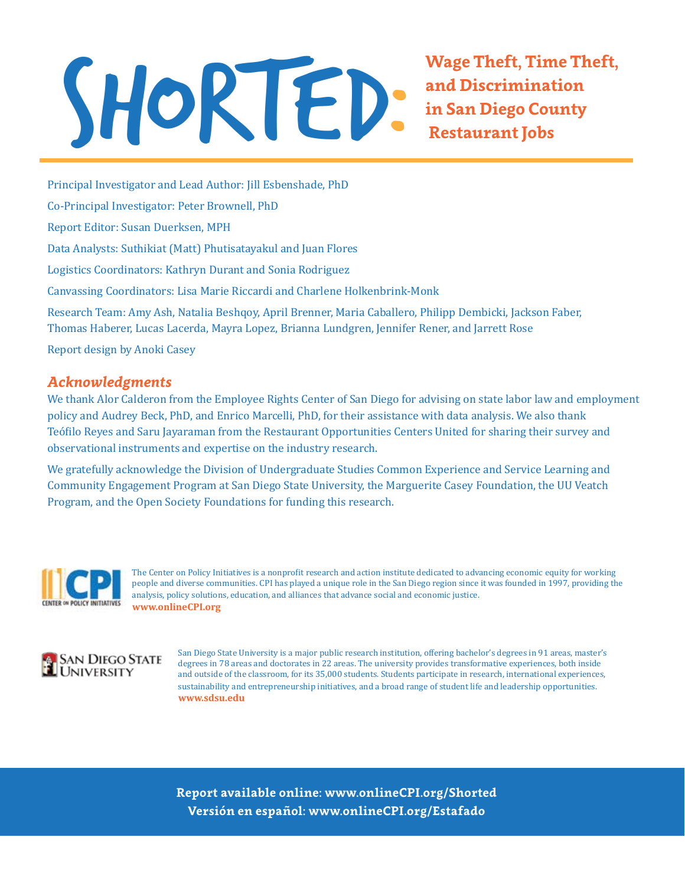# SHORTED: Wage Theft, Time Theft, and Discrimination in San Diego County Restaurant Jobs

Principal Investigator and Lead Author: Jill Esbenshade, PhD

Co-Principal Investigator: Peter Brownell, PhD

Report Editor: Susan Duerksen, MPH

Data Analysts: Suthikiat (Matt) Phutisatayakul and Juan Flores

Logistics Coordinators: Kathryn Durant and Sonia Rodriguez

Canvassing Coordinators: Lisa Marie Riccardi and Charlene Holkenbrink-Monk

Research Team: Amy Ash, Natalia Beshqoy, April Brenner, Maria Caballero, Philipp Dembicki, Jackson Faber, Thomas Haberer, Lucas Lacerda, Mayra Lopez, Brianna Lundgren, Jennifer Rener, and Jarrett Rose

Report design by Anoki Casey

## *Acknowledgments*

We thank Alor Calderon from the Employee Rights Center of San Diego for advising on state labor law and employment policy and Audrey Beck, PhD, and Enrico Marcelli, PhD, for their assistance with data analysis. We also thank Teófilo Reyes and Saru Jayaraman from the Restaurant Opportunities Centers United for sharing their survey and observational instruments and expertise on the industry research.

We gratefully acknowledge the Division of Undergraduate Studies Common Experience and Service Learning and Community Engagement Program at San Diego State University, the Marguerite Casey Foundation, the UU Veatch Program, and the Open Society Foundations for funding this research.

CPI Center on Policy Initiatives

The Center on Policy Initiatives is a nonprofit research and action institute dedicated to advancing economic equity for working people and diverse communities. CPI has played a unique role in the San Diego region since it was founded in 1997, providing the analysis, policy solutions, education, and alliances that advance social and economic justice.
**www.onlineCPI.org**

San Diego State University

San Diego State University is a major public research institution, offering bachelor's degrees in 91 areas, master's degrees in 78 areas and doctorates in 22 areas. The university provides transformative experiences, both inside and outside of the classroom, for its 35,000 students. Students participate in research, international experiences, sustainability and entrepreneurship initiatives, and a broad range of student life and leadership opportunities.
**www.sdsu.edu**

**Report available online: www.onlineCPI.org/Shorted**
**Versión en español: www.onlineCPI.org/Estafado**